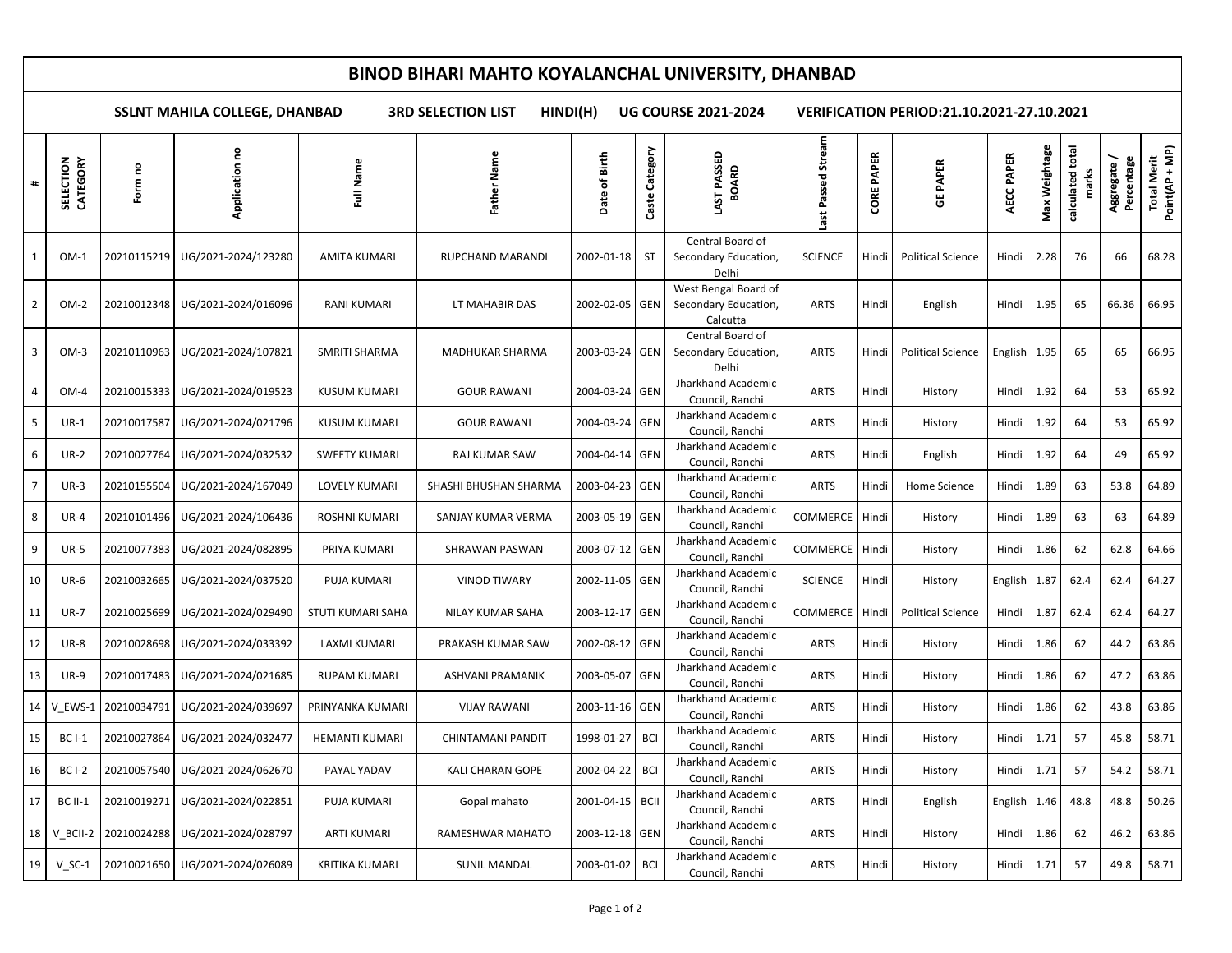# BINOD BIHARI MAHTO KOYALANCHAL UNIVERSITY, DHANBAD

**SSLNT MAHILA COLLEGE, DHANBAD    3RD SELECTION LIST    HINDI(H)    UG COURSE 2021-2024    VERIFICATION PERIOD:21.10.2021-27.10.2021**

| # | SELECTION CATEGORY | Form no | Application no | Full Name | Father Name | Date of Birth | Caste Category | LAST PASSED BOARD | Last Passed Stream | CORE PAPER | GE PAPER | AECC PAPER | Max Weightage | calculated total marks | Aggregate / Percentage | Total Merit Point(AP + MP) |
|---|---|---|---|---|---|---|---|---|---|---|---|---|---|---|---|---|
| 1 | OM-1 | 20210115219 | UG/2021-2024/123280 | AMITA KUMARI | RUPCHAND MARANDI | 2002-01-18 | ST | Central Board of Secondary Education, Delhi | SCIENCE | Hindi | Political Science | Hindi | 2.28 | 76 | 66 | 68.28 |
| 2 | OM-2 | 20210012348 | UG/2021-2024/016096 | RANI KUMARI | LT MAHABIR DAS | 2002-02-05 | GEN | West Bengal Board of Secondary Education, Calcutta | ARTS | Hindi | English | Hindi | 1.95 | 65 | 66.36 | 66.95 |
| 3 | OM-3 | 20210110963 | UG/2021-2024/107821 | SMRITI SHARMA | MADHUKAR SHARMA | 2003-03-24 | GEN | Central Board of Secondary Education, Delhi | ARTS | Hindi | Political Science | English | 1.95 | 65 | 65 | 66.95 |
| 4 | OM-4 | 20210015333 | UG/2021-2024/019523 | KUSUM KUMARI | GOUR RAWANI | 2004-03-24 | GEN | Jharkhand Academic Council, Ranchi | ARTS | Hindi | History | Hindi | 1.92 | 64 | 53 | 65.92 |
| 5 | UR-1 | 20210017587 | UG/2021-2024/021796 | KUSUM KUMARI | GOUR RAWANI | 2004-03-24 | GEN | Jharkhand Academic Council, Ranchi | ARTS | Hindi | History | Hindi | 1.92 | 64 | 53 | 65.92 |
| 6 | UR-2 | 20210027764 | UG/2021-2024/032532 | SWEETY KUMARI | RAJ KUMAR SAW | 2004-04-14 | GEN | Jharkhand Academic Council, Ranchi | ARTS | Hindi | English | Hindi | 1.92 | 64 | 49 | 65.92 |
| 7 | UR-3 | 20210155504 | UG/2021-2024/167049 | LOVELY KUMARI | SHASHI BHUSHAN SHARMA | 2003-04-23 | GEN | Jharkhand Academic Council, Ranchi | ARTS | Hindi | Home Science | Hindi | 1.89 | 63 | 53.8 | 64.89 |
| 8 | UR-4 | 20210101496 | UG/2021-2024/106436 | ROSHNI KUMARI | SANJAY KUMAR VERMA | 2003-05-19 | GEN | Jharkhand Academic Council, Ranchi | COMMERCE | Hindi | History | Hindi | 1.89 | 63 | 63 | 64.89 |
| 9 | UR-5 | 20210077383 | UG/2021-2024/082895 | PRIYA KUMARI | SHRAWAN PASWAN | 2003-07-12 | GEN | Jharkhand Academic Council, Ranchi | COMMERCE | Hindi | History | Hindi | 1.86 | 62 | 62.8 | 64.66 |
| 10 | UR-6 | 20210032665 | UG/2021-2024/037520 | PUJA KUMARI | VINOD TIWARY | 2002-11-05 | GEN | Jharkhand Academic Council, Ranchi | SCIENCE | Hindi | History | English | 1.87 | 62.4 | 62.4 | 64.27 |
| 11 | UR-7 | 20210025699 | UG/2021-2024/029490 | STUTI KUMARI SAHA | NILAY KUMAR SAHA | 2003-12-17 | GEN | Jharkhand Academic Council, Ranchi | COMMERCE | Hindi | Political Science | Hindi | 1.87 | 62.4 | 62.4 | 64.27 |
| 12 | UR-8 | 20210028698 | UG/2021-2024/033392 | LAXMI KUMARI | PRAKASH KUMAR SAW | 2002-08-12 | GEN | Jharkhand Academic Council, Ranchi | ARTS | Hindi | History | Hindi | 1.86 | 62 | 44.2 | 63.86 |
| 13 | UR-9 | 20210017483 | UG/2021-2024/021685 | RUPAM KUMARI | ASHVANI PRAMANIK | 2003-05-07 | GEN | Jharkhand Academic Council, Ranchi | ARTS | Hindi | History | Hindi | 1.86 | 62 | 47.2 | 63.86 |
| 14 | V_EWS-1 | 20210034791 | UG/2021-2024/039697 | PRINYANKA KUMARI | VIJAY RAWANI | 2003-11-16 | GEN | Jharkhand Academic Council, Ranchi | ARTS | Hindi | History | Hindi | 1.86 | 62 | 43.8 | 63.86 |
| 15 | BC I-1 | 20210027864 | UG/2021-2024/032477 | HEMANTI KUMARI | CHINTAMANI PANDIT | 1998-01-27 | BCI | Jharkhand Academic Council, Ranchi | ARTS | Hindi | History | Hindi | 1.71 | 57 | 45.8 | 58.71 |
| 16 | BC I-2 | 20210057540 | UG/2021-2024/062670 | PAYAL YADAV | KALI CHARAN GOPE | 2002-04-22 | BCI | Jharkhand Academic Council, Ranchi | ARTS | Hindi | History | Hindi | 1.71 | 57 | 54.2 | 58.71 |
| 17 | BC II-1 | 20210019271 | UG/2021-2024/022851 | PUJA KUMARI | Gopal mahato | 2001-04-15 | BCII | Jharkhand Academic Council, Ranchi | ARTS | Hindi | English | English | 1.46 | 48.8 | 48.8 | 50.26 |
| 18 | V_BCII-2 | 20210024288 | UG/2021-2024/028797 | ARTI KUMARI | RAMESHWAR MAHATO | 2003-12-18 | GEN | Jharkhand Academic Council, Ranchi | ARTS | Hindi | History | Hindi | 1.86 | 62 | 46.2 | 63.86 |
| 19 | V_SC-1 | 20210021650 | UG/2021-2024/026089 | KRITIKA KUMARI | SUNIL MANDAL | 2003-01-02 | BCI | Jharkhand Academic Council, Ranchi | ARTS | Hindi | History | Hindi | 1.71 | 57 | 49.8 | 58.71 |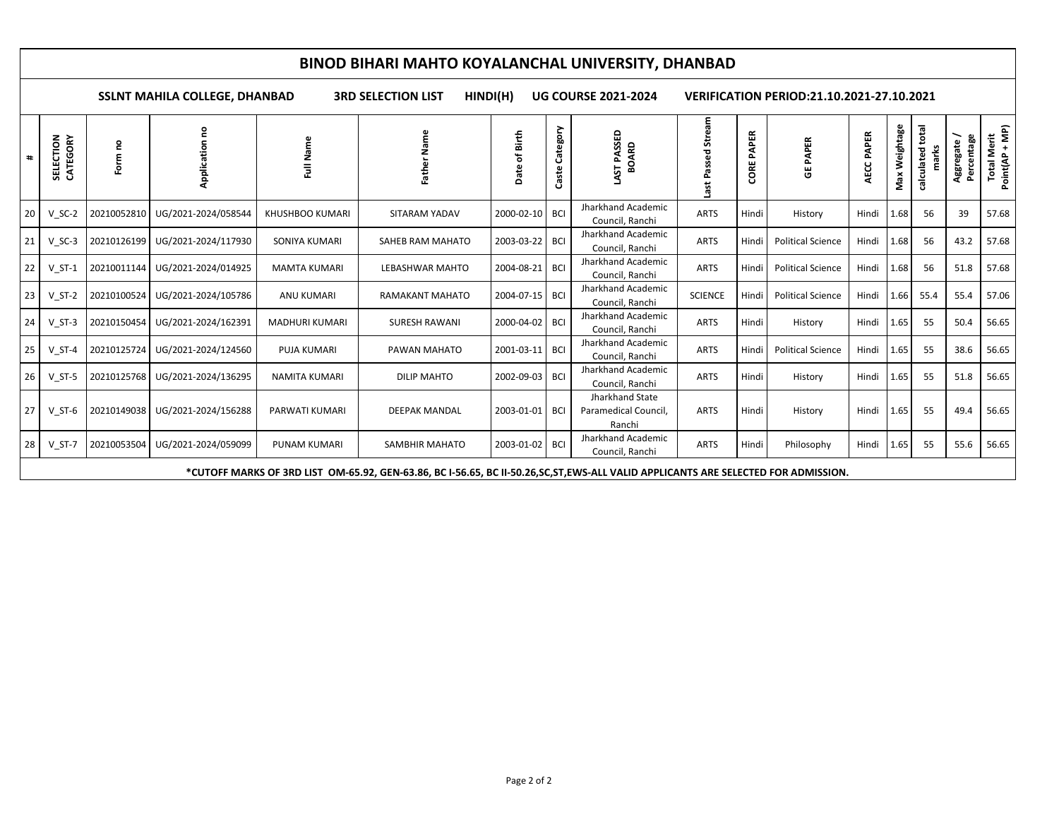# BINOD BIHARI MAHTO KOYALANCHAL UNIVERSITY, DHANBAD

**SSLNT MAHILA COLLEGE, DHANBAD   3RD SELECTION LIST   HINDI(H)   UG COURSE 2021-2024   VERIFICATION PERIOD:21.10.2021-27.10.2021**

| # | SELECTION CATEGORY | Form no | Application no | Full Name | Father Name | Date of Birth | Caste Category | LAST PASSED BOARD | Last Passed Stream | CORE PAPER | GE PAPER | AECC PAPER | Max Weightage | calculated total marks | Aggregate / Percentage | Total Merit Point(AP + MP) |
|---|---|---|---|---|---|---|---|---|---|---|---|---|---|---|---|---|
| 20 | V_SC-2 | 20210052810 | UG/2021-2024/058544 | KHUSHBOO KUMARI | SITARAM YADAV | 2000-02-10 | BCI | Jharkhand Academic Council, Ranchi | ARTS | Hindi | History | Hindi | 1.68 | 56 | 39 | 57.68 |
| 21 | V_SC-3 | 20210126199 | UG/2021-2024/117930 | SONIYA KUMARI | SAHEB RAM MAHATO | 2003-03-22 | BCI | Jharkhand Academic Council, Ranchi | ARTS | Hindi | Political Science | Hindi | 1.68 | 56 | 43.2 | 57.68 |
| 22 | V_ST-1 | 20210011144 | UG/2021-2024/014925 | MAMTA KUMARI | LEBASHWAR MAHTO | 2004-08-21 | BCI | Jharkhand Academic Council, Ranchi | ARTS | Hindi | Political Science | Hindi | 1.68 | 56 | 51.8 | 57.68 |
| 23 | V_ST-2 | 20210100524 | UG/2021-2024/105786 | ANU KUMARI | RAMAKANT MAHATO | 2004-07-15 | BCI | Jharkhand Academic Council, Ranchi | SCIENCE | Hindi | Political Science | Hindi | 1.66 | 55.4 | 55.4 | 57.06 |
| 24 | V_ST-3 | 20210150454 | UG/2021-2024/162391 | MADHURI KUMARI | SURESH RAWANI | 2000-04-02 | BCI | Jharkhand Academic Council, Ranchi | ARTS | Hindi | History | Hindi | 1.65 | 55 | 50.4 | 56.65 |
| 25 | V_ST-4 | 20210125724 | UG/2021-2024/124560 | PUJA KUMARI | PAWAN MAHATO | 2001-03-11 | BCI | Jharkhand Academic Council, Ranchi | ARTS | Hindi | Political Science | Hindi | 1.65 | 55 | 38.6 | 56.65 |
| 26 | V_ST-5 | 20210125768 | UG/2021-2024/136295 | NAMITA KUMARI | DILIP MAHTO | 2002-09-03 | BCI | Jharkhand Academic Council, Ranchi | ARTS | Hindi | History | Hindi | 1.65 | 55 | 51.8 | 56.65 |
| 27 | V_ST-6 | 20210149038 | UG/2021-2024/156288 | PARWATI KUMARI | DEEPAK MANDAL | 2003-01-01 | BCI | Jharkhand State Paramedical Council, Ranchi | ARTS | Hindi | History | Hindi | 1.65 | 55 | 49.4 | 56.65 |
| 28 | V_ST-7 | 20210053504 | UG/2021-2024/059099 | PUNAM KUMARI | SAMBHIR MAHATO | 2003-01-02 | BCI | Jharkhand Academic Council, Ranchi | ARTS | Hindi | Philosophy | Hindi | 1.65 | 55 | 55.6 | 56.65 |

**\*CUTOFF MARKS OF 3RD LIST OM-65.92, GEN-63.86, BC I-56.65, BC II-50.26,SC,ST,EWS-ALL VALID APPLICANTS ARE SELECTED FOR ADMISSION.**